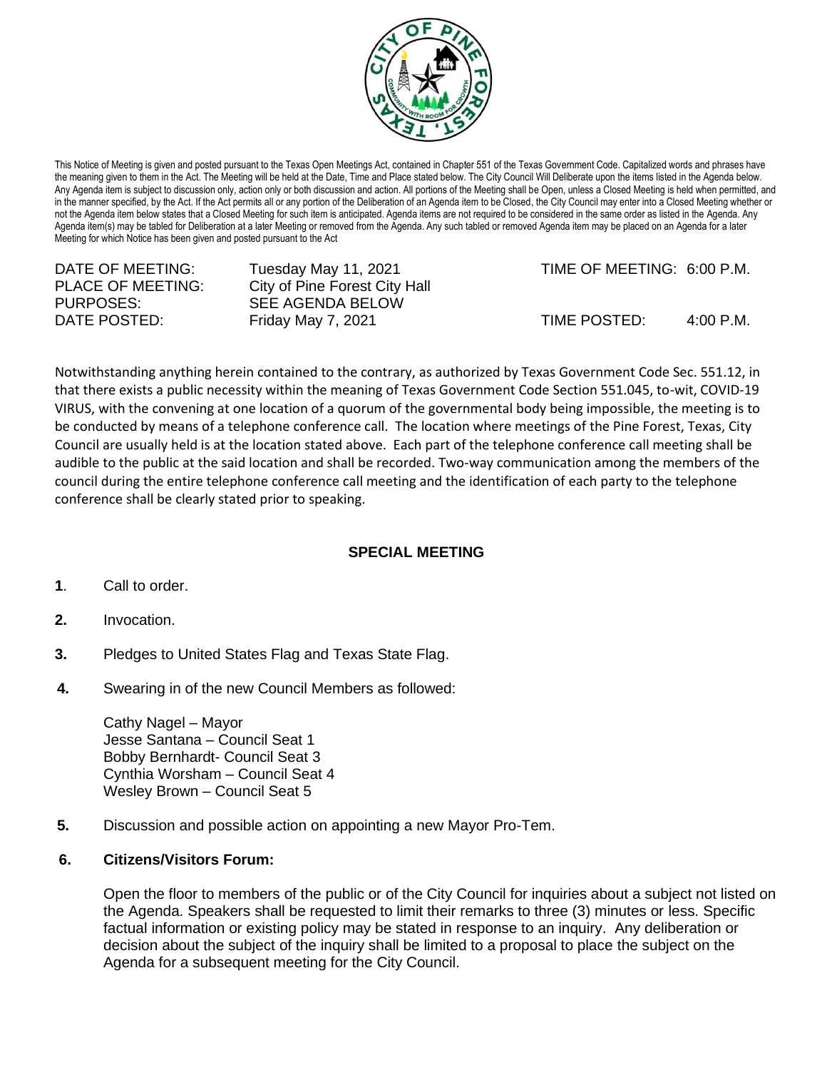This Notice of Meeting is given and posted pursuant to the Texas Open Meetings Act, contained in Chapter 551 of the Texas Government Code. Capitalized words and phrases have the meaning given to them in the Act. The Meeting will be held at the Date, Time and Place stated below. The City Council Will Deliberate upon the items listed in the Agenda below. Any Agenda item is subject to discussion only, action only or both discussion and action. All portions of the Meeting shall be Open, unless a Closed Meeting is held when permitted, and in the manner specified, by the Act. If the Act permits all or any portion of the Deliberation of an Agenda item to be Closed, the City Council may enter into a Closed Meeting whether or not the Agenda item below states that a Closed Meeting for such item is anticipated. Agenda items are not required to be considered in the same order as listed in the Agenda. Any Agenda item(s) may be tabled for Deliberation at a later Meeting or removed from the Agenda. Any such tabled or removed Agenda item may be placed on an Agenda for a later Meeting for which Notice has been given and posted pursuant to the Act

DATE OF MEETING: Tuesday May 11, 2021 TIME OF MEETING: 6:00 P.M.
PLACE OF MEETING: City of Pine Forest City Hall
PURPOSES: SEE AGENDA BELOW
DATE POSTED: Friday May 7, 2021 TIME POSTED: 4:00 P.M.

Notwithstanding anything herein contained to the contrary, as authorized by Texas Government Code Sec. 551.12, in that there exists a public necessity within the meaning of Texas Government Code Section 551.045, to-wit, COVID-19 VIRUS, with the convening at one location of a quorum of the governmental body being impossible, the meeting is to be conducted by means of a telephone conference call. The location where meetings of the Pine Forest, Texas, City Council are usually held is at the location stated above. Each part of the telephone conference call meeting shall be audible to the public at the said location and shall be recorded. Two-way communication among the members of the council during the entire telephone conference call meeting and the identification of each party to the telephone conference shall be clearly stated prior to speaking.

## SPECIAL MEETING

**1**. Call to order.

**2.** Invocation.

**3.** Pledges to United States Flag and Texas State Flag.

**4.** Swearing in of the new Council Members as followed:

Cathy Nagel – Mayor
Jesse Santana – Council Seat 1
Bobby Bernhardt- Council Seat 3
Cynthia Worsham – Council Seat 4
Wesley Brown – Council Seat 5

**5.** Discussion and possible action on appointing a new Mayor Pro-Tem.

**6.** **Citizens/Visitors Forum:**

Open the floor to members of the public or of the City Council for inquiries about a subject not listed on the Agenda. Speakers shall be requested to limit their remarks to three (3) minutes or less. Specific factual information or existing policy may be stated in response to an inquiry. Any deliberation or decision about the subject of the inquiry shall be limited to a proposal to place the subject on the Agenda for a subsequent meeting for the City Council.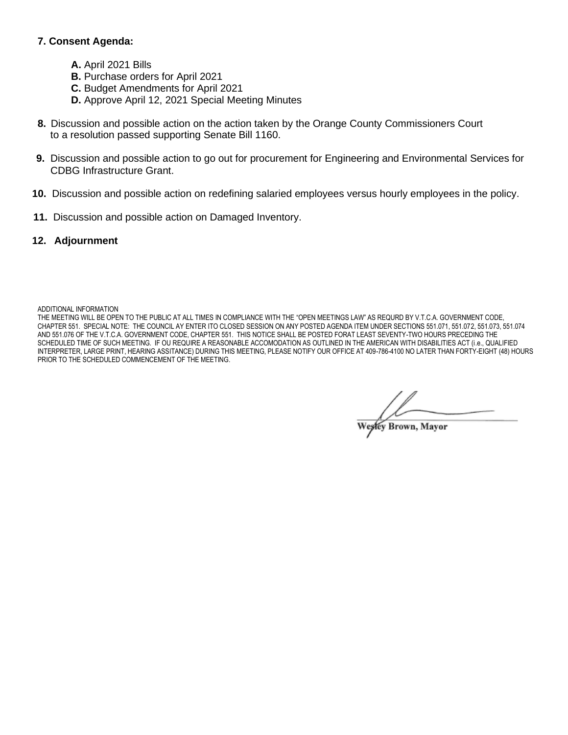**7. Consent Agenda:**

- **A.** April 2021 Bills
- **B.** Purchase orders for April 2021
- **C.** Budget Amendments for April 2021
- **D.** Approve April 12, 2021 Special Meeting Minutes

**8.** Discussion and possible action on the action taken by the Orange County Commissioners Court to a resolution passed supporting Senate Bill 1160.

**9.** Discussion and possible action to go out for procurement for Engineering and Environmental Services for CDBG Infrastructure Grant.

**10.** Discussion and possible action on redefining salaried employees versus hourly employees in the policy.

**11.** Discussion and possible action on Damaged Inventory.

**12. Adjournment**

ADDITIONAL INFORMATION
THE MEETING WILL BE OPEN TO THE PUBLIC AT ALL TIMES IN COMPLIANCE WITH THE "OPEN MEETINGS LAW" AS REQURD BY V.T.C.A. GOVERNMENT CODE, CHAPTER 551. SPECIAL NOTE: THE COUNCIL AY ENTER ITO CLOSED SESSION ON ANY POSTED AGENDA ITEM UNDER SECTIONS 551.071, 551.072, 551.073, 551.074 AND 551.076 OF THE V.T.C.A. GOVERNMENT CODE, CHAPTER 551. THIS NOTICE SHALL BE POSTED FORAT LEAST SEVENTY-TWO HOURS PRECEDING THE SCHEDULED TIME OF SUCH MEETING. IF OU REQUIRE A REASONABLE ACCOMODATION AS OUTLINED IN THE AMERICAN WITH DISABILITIES ACT (i.e., QUALIFIED INTERPRETER, LARGE PRINT, HEARING ASSITANCE) DURING THIS MEETING, PLEASE NOTIFY OUR OFFICE AT 409-786-4100 NO LATER THAN FORTY-EIGHT (48) HOURS PRIOR TO THE SCHEDULED COMMENCEMENT OF THE MEETING.

Wesley Brown, Mayor